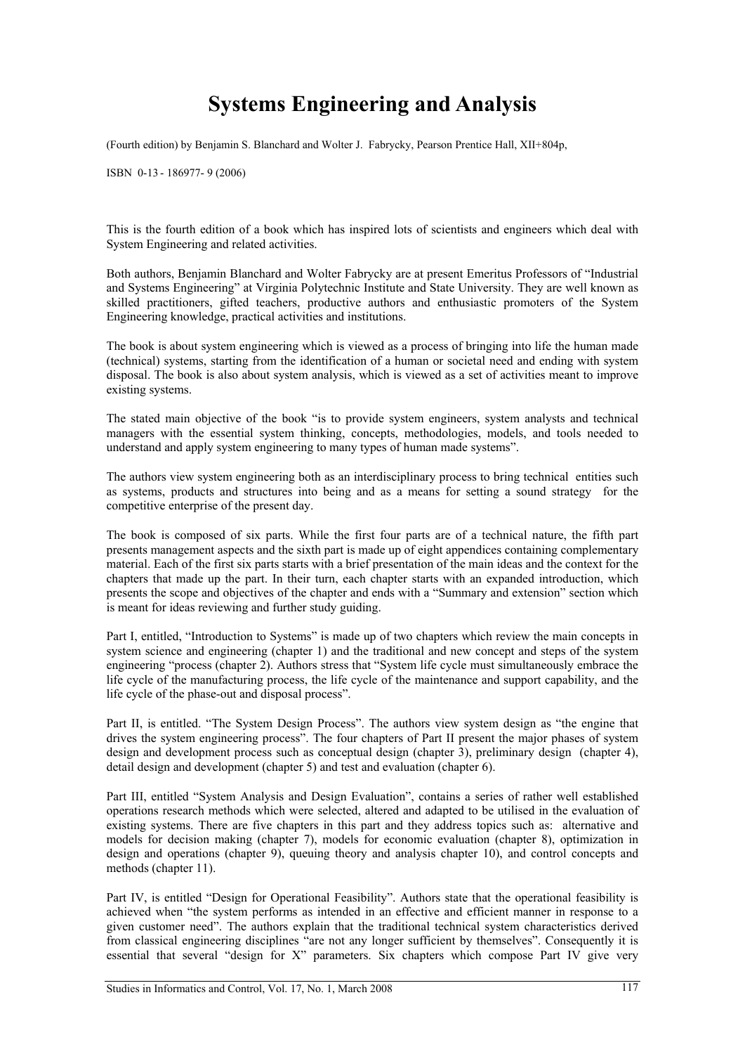# Systems Engineering and Analysis

(Fourth edition) by Benjamin S. Blanchard and Wolter J. Fabrycky, Pearson Prentice Hall, XII+804p,

ISBN 0-13 - 186977- 9 (2006)

This is the fourth edition of a book which has inspired lots of scientists and engineers which deal with System Engineering and related activities.

Both authors, Benjamin Blanchard and Wolter Fabrycky are at present Emeritus Professors of "Industrial and Systems Engineering" at Virginia Polytechnic Institute and State University. They are well known as skilled practitioners, gifted teachers, productive authors and enthusiastic promoters of the System Engineering knowledge, practical activities and institutions.

The book is about system engineering which is viewed as a process of bringing into life the human made (technical) systems, starting from the identification of a human or societal need and ending with system disposal. The book is also about system analysis, which is viewed as a set of activities meant to improve existing systems.

The stated main objective of the book "is to provide system engineers, system analysts and technical managers with the essential system thinking, concepts, methodologies, models, and tools needed to understand and apply system engineering to many types of human made systems".

The authors view system engineering both as an interdisciplinary process to bring technical entities such as systems, products and structures into being and as a means for setting a sound strategy for the competitive enterprise of the present day.

The book is composed of six parts. While the first four parts are of a technical nature, the fifth part presents management aspects and the sixth part is made up of eight appendices containing complementary material. Each of the first six parts starts with a brief presentation of the main ideas and the context for the chapters that made up the part. In their turn, each chapter starts with an expanded introduction, which presents the scope and objectives of the chapter and ends with a "Summary and extension" section which is meant for ideas reviewing and further study guiding.

Part I, entitled, "Introduction to Systems" is made up of two chapters which review the main concepts in system science and engineering (chapter 1) and the traditional and new concept and steps of the system engineering "process (chapter 2). Authors stress that "System life cycle must simultaneously embrace the life cycle of the manufacturing process, the life cycle of the maintenance and support capability, and the life cycle of the phase-out and disposal process".

Part II, is entitled. "The System Design Process". The authors view system design as "the engine that drives the system engineering process". The four chapters of Part II present the major phases of system design and development process such as conceptual design (chapter 3), preliminary design (chapter 4), detail design and development (chapter 5) and test and evaluation (chapter 6).

Part III, entitled "System Analysis and Design Evaluation", contains a series of rather well established operations research methods which were selected, altered and adapted to be utilised in the evaluation of existing systems. There are five chapters in this part and they address topics such as: alternative and models for decision making (chapter 7), models for economic evaluation (chapter 8), optimization in design and operations (chapter 9), queuing theory and analysis chapter 10), and control concepts and methods (chapter 11).

Part IV, is entitled "Design for Operational Feasibility". Authors state that the operational feasibility is achieved when "the system performs as intended in an effective and efficient manner in response to a given customer need". The authors explain that the traditional technical system characteristics derived from classical engineering disciplines "are not any longer sufficient by themselves". Consequently it is essential that several "design for X" parameters. Six chapters which compose Part IV give very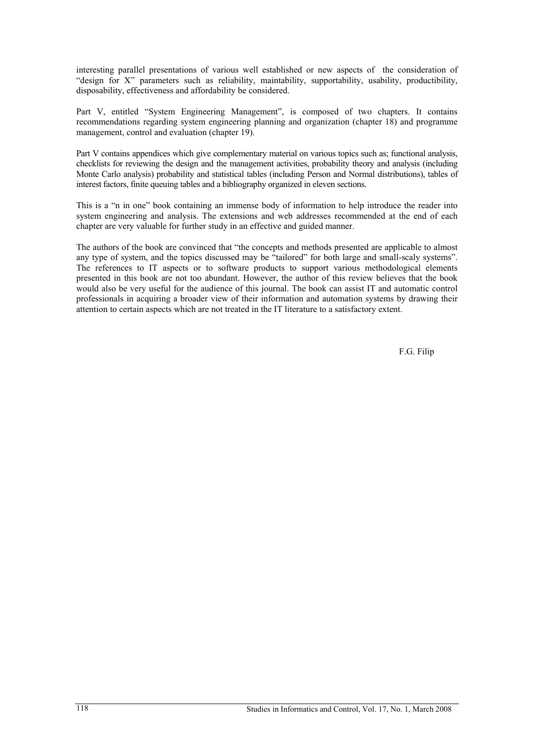interesting parallel presentations of various well established or new aspects of the consideration of "design for X" parameters such as reliability, maintability, supportability, usability, productibility, disposability, effectiveness and affordability be considered.

Part V, entitled "System Engineering Management", is composed of two chapters. It contains recommendations regarding system engineering planning and organization (chapter 18) and programme management, control and evaluation (chapter 19).

Part V contains appendices which give complementary material on various topics such as; functional analysis, checklists for reviewing the design and the management activities, probability theory and analysis (including Monte Carlo analysis) probability and statistical tables (including Person and Normal distributions), tables of interest factors, finite queuing tables and a bibliography organized in eleven sections.

This is a "n in one" book containing an immense body of information to help introduce the reader into system engineering and analysis. The extensions and web addresses recommended at the end of each chapter are very valuable for further study in an effective and guided manner.

The authors of the book are convinced that "the concepts and methods presented are applicable to almost any type of system, and the topics discussed may be "tailored" for both large and small-scaly systems". The references to IT aspects or to software products to support various methodological elements presented in this book are not too abundant. However, the author of this review believes that the book would also be very useful for the audience of this journal. The book can assist IT and automatic control professionals in acquiring a broader view of their information and automation systems by drawing their attention to certain aspects which are not treated in the IT literature to a satisfactory extent.

F.G. Filip